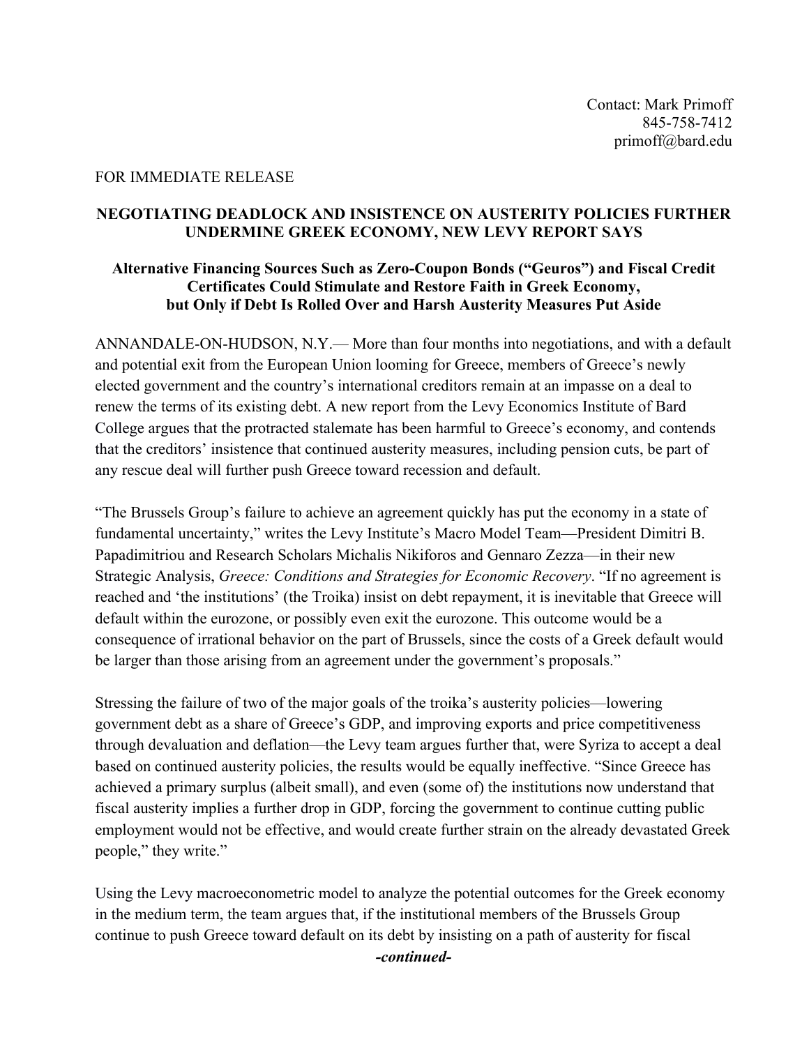Contact: Mark Primoff
845-758-7412
primoff@bard.edu

FOR IMMEDIATE RELEASE

**NEGOTIATING DEADLOCK AND INSISTENCE ON AUSTERITY POLICIES FURTHER UNDERMINE GREEK ECONOMY, NEW LEVY REPORT SAYS**

**Alternative Financing Sources Such as Zero-Coupon Bonds ("Geuros") and Fiscal Credit Certificates Could Stimulate and Restore Faith in Greek Economy, but Only if Debt Is Rolled Over and Harsh Austerity Measures Put Aside**

ANNANDALE-ON-HUDSON, N.Y.— More than four months into negotiations, and with a default and potential exit from the European Union looming for Greece, members of Greece's newly elected government and the country's international creditors remain at an impasse on a deal to renew the terms of its existing debt. A new report from the Levy Economics Institute of Bard College argues that the protracted stalemate has been harmful to Greece's economy, and contends that the creditors' insistence that continued austerity measures, including pension cuts, be part of any rescue deal will further push Greece toward recession and default.

"The Brussels Group's failure to achieve an agreement quickly has put the economy in a state of fundamental uncertainty," writes the Levy Institute's Macro Model Team—President Dimitri B. Papadimitriou and Research Scholars Michalis Nikiforos and Gennaro Zezza—in their new Strategic Analysis, *Greece: Conditions and Strategies for Economic Recovery*. "If no agreement is reached and 'the institutions' (the Troika) insist on debt repayment, it is inevitable that Greece will default within the eurozone, or possibly even exit the eurozone. This outcome would be a consequence of irrational behavior on the part of Brussels, since the costs of a Greek default would be larger than those arising from an agreement under the government's proposals."

Stressing the failure of two of the major goals of the troika's austerity policies—lowering government debt as a share of Greece's GDP, and improving exports and price competitiveness through devaluation and deflation—the Levy team argues further that, were Syriza to accept a deal based on continued austerity policies, the results would be equally ineffective. "Since Greece has achieved a primary surplus (albeit small), and even (some of) the institutions now understand that fiscal austerity implies a further drop in GDP, forcing the government to continue cutting public employment would not be effective, and would create further strain on the already devastated Greek people," they write."

Using the Levy macroeconometric model to analyze the potential outcomes for the Greek economy in the medium term, the team argues that, if the institutional members of the Brussels Group continue to push Greece toward default on its debt by insisting on a path of austerity for fiscal

***-continued-***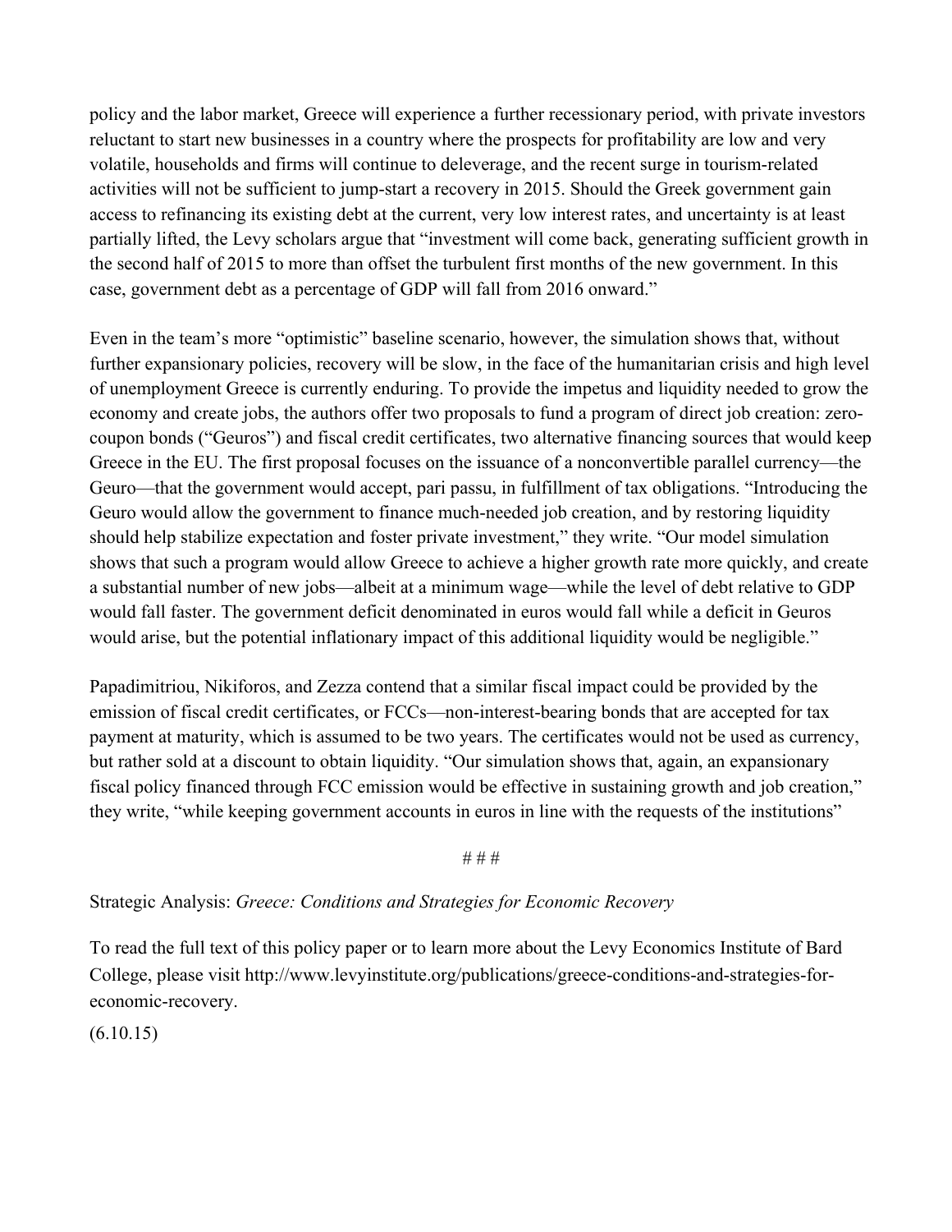policy and the labor market, Greece will experience a further recessionary period, with private investors reluctant to start new businesses in a country where the prospects for profitability are low and very volatile, households and firms will continue to deleverage, and the recent surge in tourism-related activities will not be sufficient to jump-start a recovery in 2015. Should the Greek government gain access to refinancing its existing debt at the current, very low interest rates, and uncertainty is at least partially lifted, the Levy scholars argue that "investment will come back, generating sufficient growth in the second half of 2015 to more than offset the turbulent first months of the new government. In this case, government debt as a percentage of GDP will fall from 2016 onward."

Even in the team's more "optimistic" baseline scenario, however, the simulation shows that, without further expansionary policies, recovery will be slow, in the face of the humanitarian crisis and high level of unemployment Greece is currently enduring. To provide the impetus and liquidity needed to grow the economy and create jobs, the authors offer two proposals to fund a program of direct job creation: zero-coupon bonds ("Geuros") and fiscal credit certificates, two alternative financing sources that would keep Greece in the EU. The first proposal focuses on the issuance of a nonconvertible parallel currency—the Geuro—that the government would accept, pari passu, in fulfillment of tax obligations. "Introducing the Geuro would allow the government to finance much-needed job creation, and by restoring liquidity should help stabilize expectation and foster private investment," they write. "Our model simulation shows that such a program would allow Greece to achieve a higher growth rate more quickly, and create a substantial number of new jobs—albeit at a minimum wage—while the level of debt relative to GDP would fall faster. The government deficit denominated in euros would fall while a deficit in Geuros would arise, but the potential inflationary impact of this additional liquidity would be negligible."

Papadimitriou, Nikiforos, and Zezza contend that a similar fiscal impact could be provided by the emission of fiscal credit certificates, or FCCs—non-interest-bearing bonds that are accepted for tax payment at maturity, which is assumed to be two years. The certificates would not be used as currency, but rather sold at a discount to obtain liquidity. "Our simulation shows that, again, an expansionary fiscal policy financed through FCC emission would be effective in sustaining growth and job creation," they write, "while keeping government accounts in euros in line with the requests of the institutions"

# # #

Strategic Analysis: *Greece: Conditions and Strategies for Economic Recovery*

To read the full text of this policy paper or to learn more about the Levy Economics Institute of Bard College, please visit http://www.levyinstitute.org/publications/greece-conditions-and-strategies-for-economic-recovery.

(6.10.15)